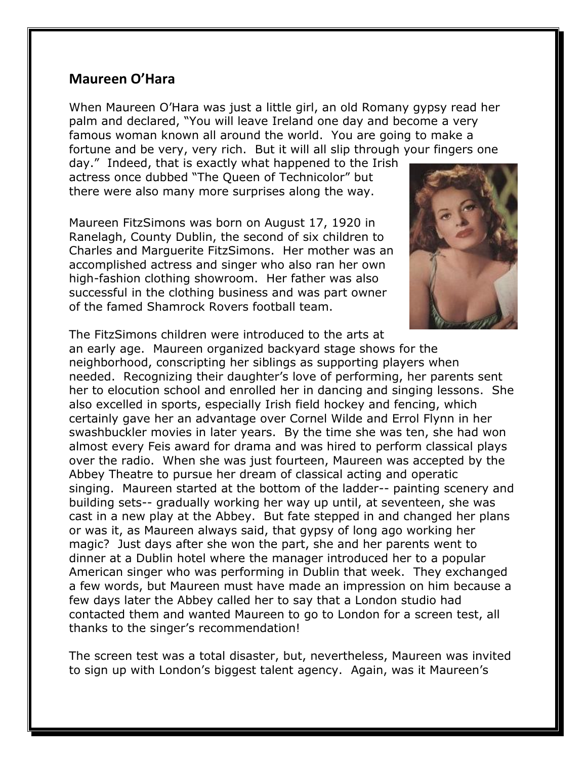## Maureen O'Hara

When Maureen O'Hara was just a little girl, an old Romany gypsy read her palm and declared, "You will leave Ireland one day and become a very famous woman known all around the world. You are going to make a fortune and be very, very rich. But it will all slip through your fingers one day." Indeed, that is exactly what happened to the Irish actress once dubbed "The Queen of Technicolor" but there were also many more surprises along the way.

Maureen FitzSimons was born on August 17, 1920 in Ranelagh, County Dublin, the second of six children to Charles and Marguerite FitzSimons. Her mother was an accomplished actress and singer who also ran her own high-fashion clothing showroom. Her father was also successful in the clothing business and was part owner of the famed Shamrock Rovers football team.

The FitzSimons children were introduced to the arts at an early age. Maureen organized backyard stage shows for the neighborhood, conscripting her siblings as supporting players when needed. Recognizing their daughter's love of performing, her parents sent her to elocution school and enrolled her in dancing and singing lessons. She also excelled in sports, especially Irish field hockey and fencing, which certainly gave her an advantage over Cornel Wilde and Errol Flynn in her swashbuckler movies in later years. By the time she was ten, she had won almost every Feis award for drama and was hired to perform classical plays over the radio. When she was just fourteen, Maureen was accepted by the Abbey Theatre to pursue her dream of classical acting and operatic singing. Maureen started at the bottom of the ladder-- painting scenery and building sets-- gradually working her way up until, at seventeen, she was cast in a new play at the Abbey. But fate stepped in and changed her plans or was it, as Maureen always said, that gypsy of long ago working her magic? Just days after she won the part, she and her parents went to dinner at a Dublin hotel where the manager introduced her to a popular American singer who was performing in Dublin that week. They exchanged a few words, but Maureen must have made an impression on him because a few days later the Abbey called her to say that a London studio had contacted them and wanted Maureen to go to London for a screen test, all thanks to the singer's recommendation!

The screen test was a total disaster, but, nevertheless, Maureen was invited to sign up with London's biggest talent agency. Again, was it Maureen's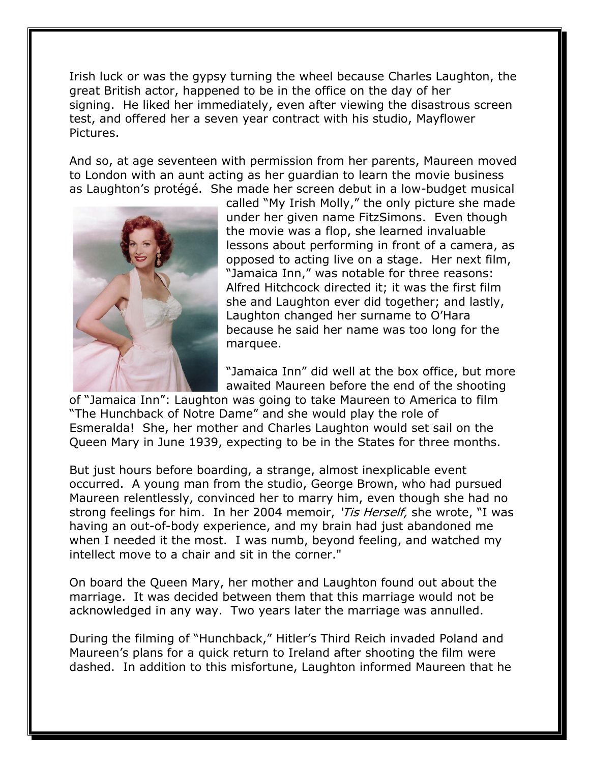Irish luck or was the gypsy turning the wheel because Charles Laughton, the great British actor, happened to be in the office on the day of her signing. He liked her immediately, even after viewing the disastrous screen test, and offered her a seven year contract with his studio, Mayflower Pictures.

And so, at age seventeen with permission from her parents, Maureen moved to London with an aunt acting as her guardian to learn the movie business as Laughton's protégé. She made her screen debut in a low-budget musical called "My Irish Molly," the only picture she made under her given name FitzSimons. Even though the movie was a flop, she learned invaluable lessons about performing in front of a camera, as opposed to acting live on a stage. Her next film, "Jamaica Inn," was notable for three reasons: Alfred Hitchcock directed it; it was the first film she and Laughton ever did together; and lastly, Laughton changed her surname to O'Hara because he said her name was too long for the marquee.

"Jamaica Inn" did well at the box office, but more awaited Maureen before the end of the shooting of "Jamaica Inn": Laughton was going to take Maureen to America to film "The Hunchback of Notre Dame" and she would play the role of Esmeralda! She, her mother and Charles Laughton would set sail on the Queen Mary in June 1939, expecting to be in the States for three months.

But just hours before boarding, a strange, almost inexplicable event occurred. A young man from the studio, George Brown, who had pursued Maureen relentlessly, convinced her to marry him, even though she had no strong feelings for him. In her 2004 memoir, *'Tis Herself,* she wrote, "I was having an out-of-body experience, and my brain had just abandoned me when I needed it the most. I was numb, beyond feeling, and watched my intellect move to a chair and sit in the corner."

On board the Queen Mary, her mother and Laughton found out about the marriage. It was decided between them that this marriage would not be acknowledged in any way. Two years later the marriage was annulled.

During the filming of "Hunchback," Hitler's Third Reich invaded Poland and Maureen's plans for a quick return to Ireland after shooting the film were dashed. In addition to this misfortune, Laughton informed Maureen that he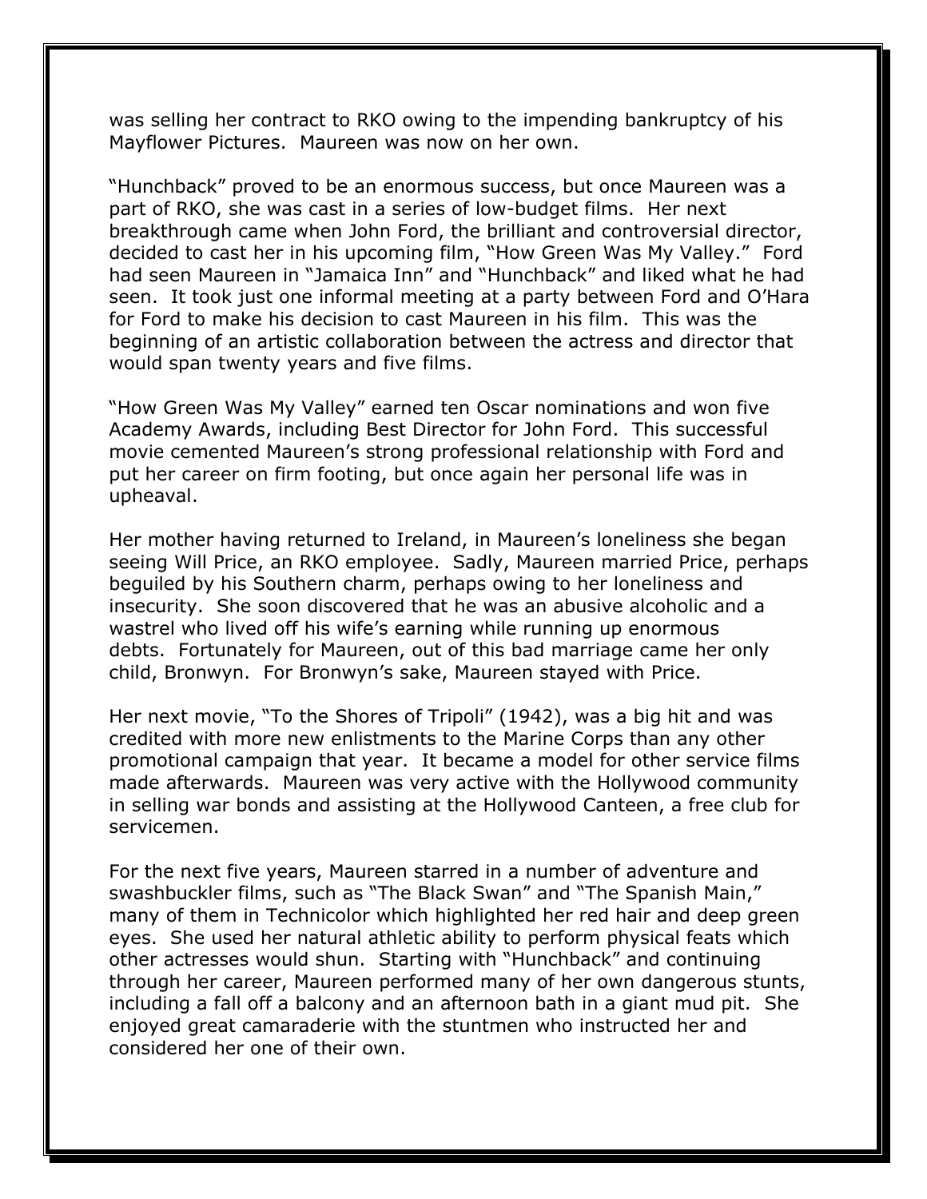was selling her contract to RKO owing to the impending bankruptcy of his Mayflower Pictures. Maureen was now on her own.

"Hunchback" proved to be an enormous success, but once Maureen was a part of RKO, she was cast in a series of low-budget films. Her next breakthrough came when John Ford, the brilliant and controversial director, decided to cast her in his upcoming film, "How Green Was My Valley." Ford had seen Maureen in "Jamaica Inn" and "Hunchback" and liked what he had seen. It took just one informal meeting at a party between Ford and O'Hara for Ford to make his decision to cast Maureen in his film. This was the beginning of an artistic collaboration between the actress and director that would span twenty years and five films.

"How Green Was My Valley" earned ten Oscar nominations and won five Academy Awards, including Best Director for John Ford. This successful movie cemented Maureen's strong professional relationship with Ford and put her career on firm footing, but once again her personal life was in upheaval.

Her mother having returned to Ireland, in Maureen's loneliness she began seeing Will Price, an RKO employee. Sadly, Maureen married Price, perhaps beguiled by his Southern charm, perhaps owing to her loneliness and insecurity. She soon discovered that he was an abusive alcoholic and a wastrel who lived off his wife's earning while running up enormous debts. Fortunately for Maureen, out of this bad marriage came her only child, Bronwyn. For Bronwyn's sake, Maureen stayed with Price.

Her next movie, "To the Shores of Tripoli" (1942), was a big hit and was credited with more new enlistments to the Marine Corps than any other promotional campaign that year. It became a model for other service films made afterwards. Maureen was very active with the Hollywood community in selling war bonds and assisting at the Hollywood Canteen, a free club for servicemen.

For the next five years, Maureen starred in a number of adventure and swashbuckler films, such as "The Black Swan" and "The Spanish Main," many of them in Technicolor which highlighted her red hair and deep green eyes. She used her natural athletic ability to perform physical feats which other actresses would shun. Starting with "Hunchback" and continuing through her career, Maureen performed many of her own dangerous stunts, including a fall off a balcony and an afternoon bath in a giant mud pit. She enjoyed great camaraderie with the stuntmen who instructed her and considered her one of their own.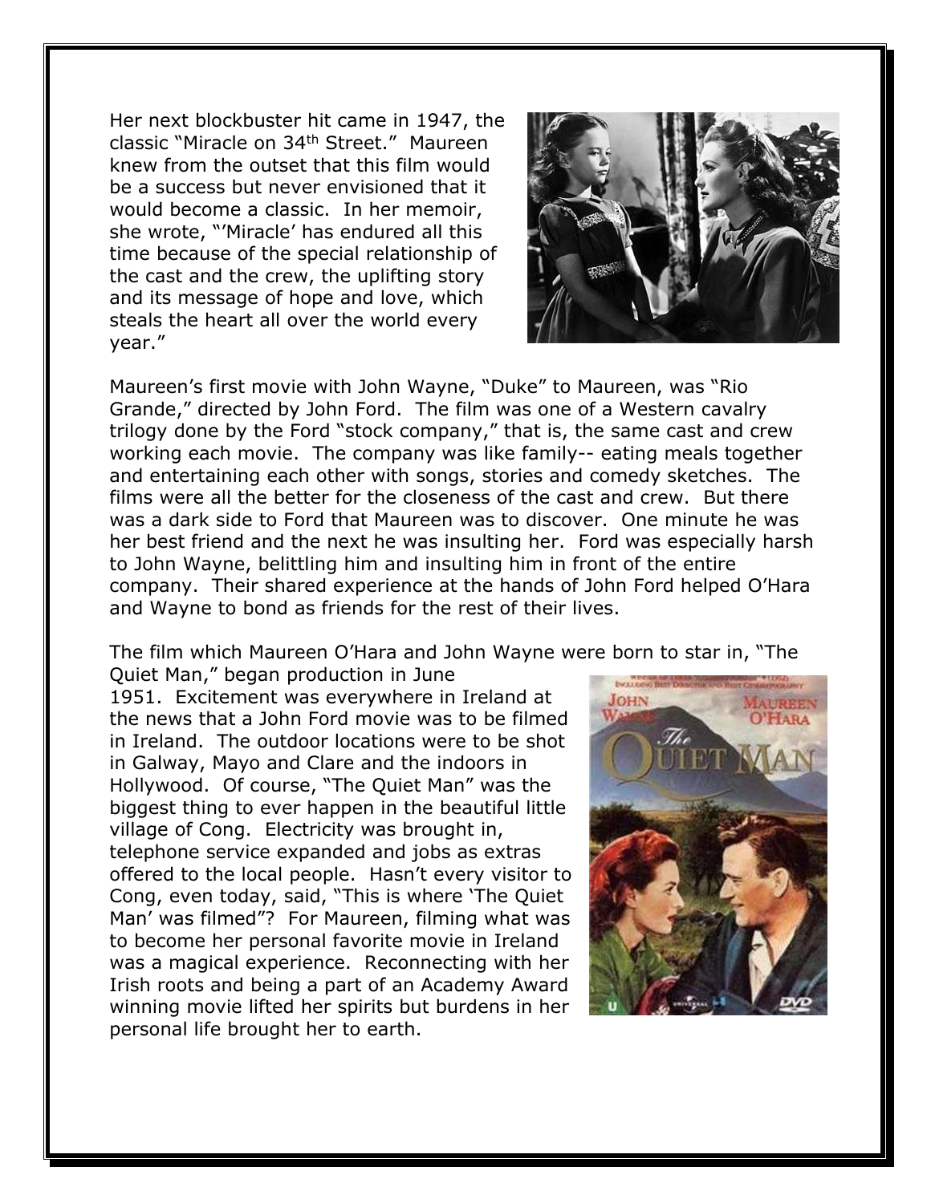Her next blockbuster hit came in 1947, the classic "Miracle on 34th Street." Maureen knew from the outset that this film would be a success but never envisioned that it would become a classic. In her memoir, she wrote, "'Miracle' has endured all this time because of the special relationship of the cast and the crew, the uplifting story and its message of hope and love, which steals the heart all over the world every year."

Maureen's first movie with John Wayne, "Duke" to Maureen, was "Rio Grande," directed by John Ford. The film was one of a Western cavalry trilogy done by the Ford "stock company," that is, the same cast and crew working each movie. The company was like family-- eating meals together and entertaining each other with songs, stories and comedy sketches. The films were all the better for the closeness of the cast and crew. But there was a dark side to Ford that Maureen was to discover. One minute he was her best friend and the next he was insulting her. Ford was especially harsh to John Wayne, belittling him and insulting him in front of the entire company. Their shared experience at the hands of John Ford helped O'Hara and Wayne to bond as friends for the rest of their lives.

The film which Maureen O'Hara and John Wayne were born to star in, "The Quiet Man," began production in June 1951. Excitement was everywhere in Ireland at the news that a John Ford movie was to be filmed in Ireland. The outdoor locations were to be shot in Galway, Mayo and Clare and the indoors in Hollywood. Of course, "The Quiet Man" was the biggest thing to ever happen in the beautiful little village of Cong. Electricity was brought in, telephone service expanded and jobs as extras offered to the local people. Hasn't every visitor to Cong, even today, said, "This is where 'The Quiet Man' was filmed"? For Maureen, filming what was to become her personal favorite movie in Ireland was a magical experience. Reconnecting with her Irish roots and being a part of an Academy Award winning movie lifted her spirits but burdens in her personal life brought her to earth.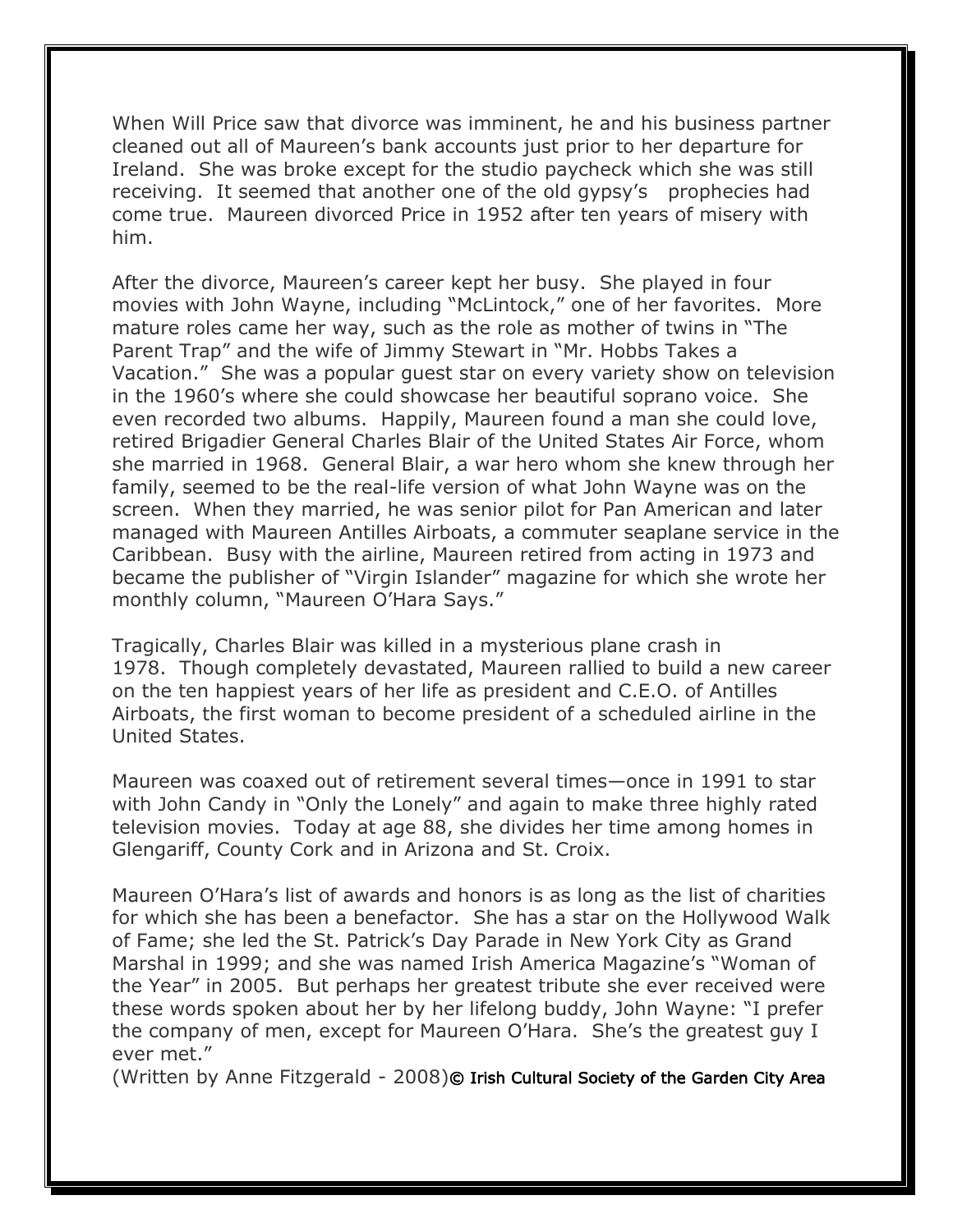When Will Price saw that divorce was imminent, he and his business partner cleaned out all of Maureen's bank accounts just prior to her departure for Ireland. She was broke except for the studio paycheck which she was still receiving. It seemed that another one of the old gypsy's prophecies had come true. Maureen divorced Price in 1952 after ten years of misery with him.

After the divorce, Maureen's career kept her busy. She played in four movies with John Wayne, including "McLintock," one of her favorites. More mature roles came her way, such as the role as mother of twins in "The Parent Trap" and the wife of Jimmy Stewart in "Mr. Hobbs Takes a Vacation." She was a popular guest star on every variety show on television in the 1960's where she could showcase her beautiful soprano voice. She even recorded two albums. Happily, Maureen found a man she could love, retired Brigadier General Charles Blair of the United States Air Force, whom she married in 1968. General Blair, a war hero whom she knew through her family, seemed to be the real-life version of what John Wayne was on the screen. When they married, he was senior pilot for Pan American and later managed with Maureen Antilles Airboats, a commuter seaplane service in the Caribbean. Busy with the airline, Maureen retired from acting in 1973 and became the publisher of "Virgin Islander" magazine for which she wrote her monthly column, "Maureen O'Hara Says."

Tragically, Charles Blair was killed in a mysterious plane crash in 1978. Though completely devastated, Maureen rallied to build a new career on the ten happiest years of her life as president and C.E.O. of Antilles Airboats, the first woman to become president of a scheduled airline in the United States.

Maureen was coaxed out of retirement several times—once in 1991 to star with John Candy in "Only the Lonely" and again to make three highly rated television movies. Today at age 88, she divides her time among homes in Glengariff, County Cork and in Arizona and St. Croix.

Maureen O'Hara's list of awards and honors is as long as the list of charities for which she has been a benefactor. She has a star on the Hollywood Walk of Fame; she led the St. Patrick's Day Parade in New York City as Grand Marshal in 1999; and she was named Irish America Magazine's "Woman of the Year" in 2005. But perhaps her greatest tribute she ever received were these words spoken about her by her lifelong buddy, John Wayne: "I prefer the company of men, except for Maureen O'Hara. She's the greatest guy I ever met."

(Written by Anne Fitzgerald - 2008)© Irish Cultural Society of the Garden City Area